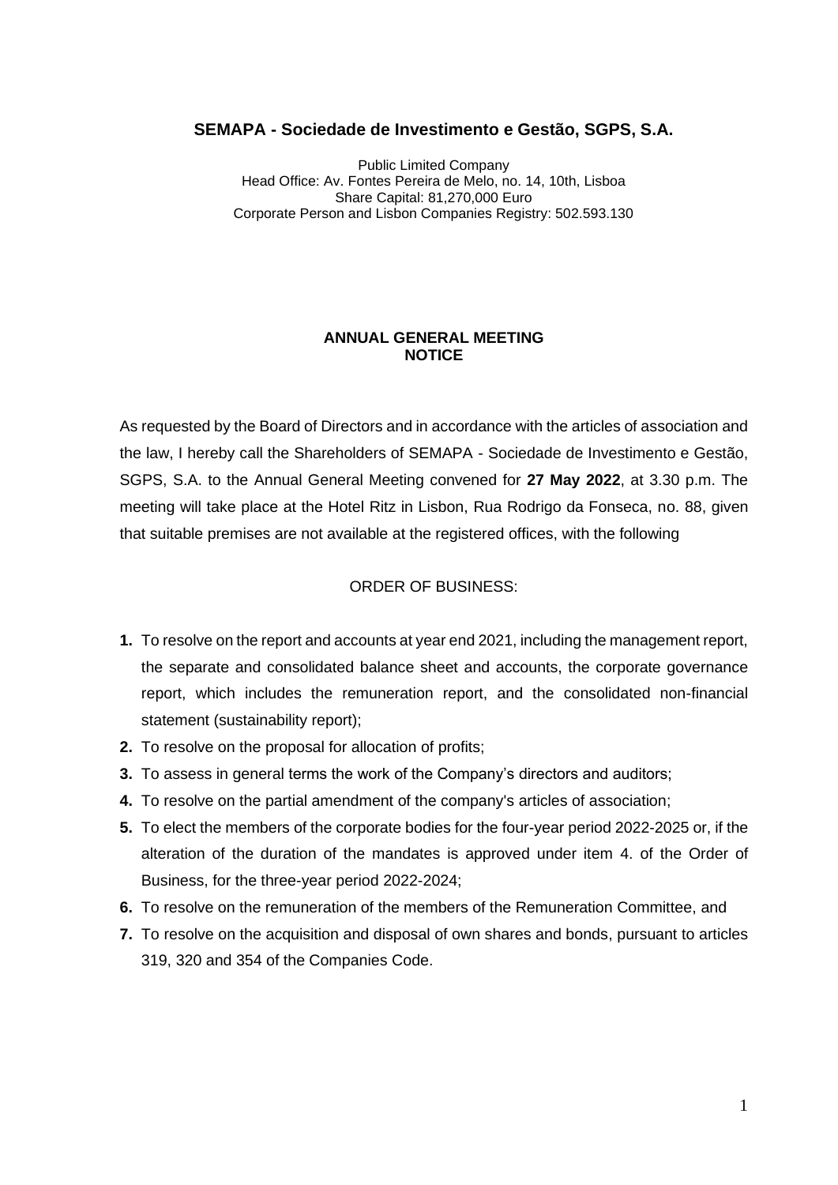# SEMAPA - Sociedade de Investimento e Gestão, SGPS, S.A.

Public Limited Company
Head Office: Av. Fontes Pereira de Melo, no. 14, 10th, Lisboa
Share Capital: 81,270,000 Euro
Corporate Person and Lisbon Companies Registry: 502.593.130

## ANNUAL GENERAL MEETING NOTICE

As requested by the Board of Directors and in accordance with the articles of association and the law, I hereby call the Shareholders of SEMAPA - Sociedade de Investimento e Gestão, SGPS, S.A. to the Annual General Meeting convened for **27 May 2022**, at 3.30 p.m. The meeting will take place at the Hotel Ritz in Lisbon, Rua Rodrigo da Fonseca, no. 88, given that suitable premises are not available at the registered offices, with the following

ORDER OF BUSINESS:

1. To resolve on the report and accounts at year end 2021, including the management report, the separate and consolidated balance sheet and accounts, the corporate governance report, which includes the remuneration report, and the consolidated non-financial statement (sustainability report);
2. To resolve on the proposal for allocation of profits;
3. To assess in general terms the work of the Company's directors and auditors;
4. To resolve on the partial amendment of the company's articles of association;
5. To elect the members of the corporate bodies for the four-year period 2022-2025 or, if the alteration of the duration of the mandates is approved under item 4. of the Order of Business, for the three-year period 2022-2024;
6. To resolve on the remuneration of the members of the Remuneration Committee, and
7. To resolve on the acquisition and disposal of own shares and bonds, pursuant to articles 319, 320 and 354 of the Companies Code.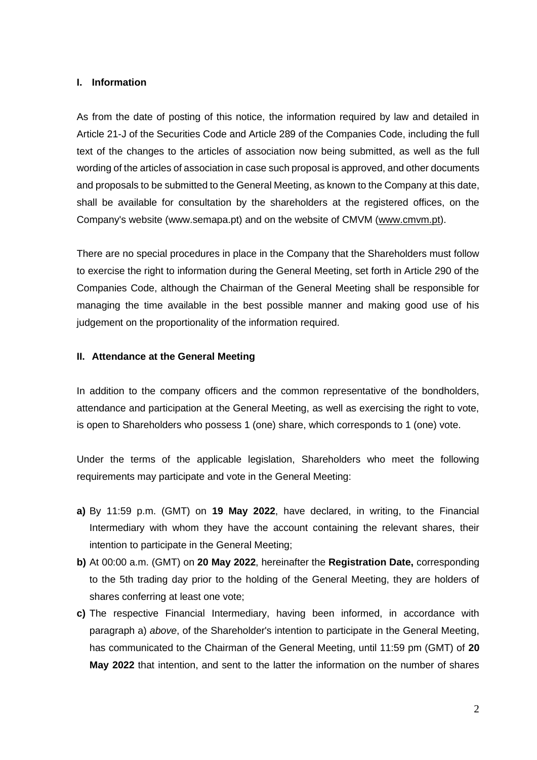## I. Information

As from the date of posting of this notice, the information required by law and detailed in Article 21-J of the Securities Code and Article 289 of the Companies Code, including the full text of the changes to the articles of association now being submitted, as well as the full wording of the articles of association in case such proposal is approved, and other documents and proposals to be submitted to the General Meeting, as known to the Company at this date, shall be available for consultation by the shareholders at the registered offices, on the Company's website (www.semapa.pt) and on the website of CMVM (www.cmvm.pt).

There are no special procedures in place in the Company that the Shareholders must follow to exercise the right to information during the General Meeting, set forth in Article 290 of the Companies Code, although the Chairman of the General Meeting shall be responsible for managing the time available in the best possible manner and making good use of his judgement on the proportionality of the information required.

## II. Attendance at the General Meeting

In addition to the company officers and the common representative of the bondholders, attendance and participation at the General Meeting, as well as exercising the right to vote, is open to Shareholders who possess 1 (one) share, which corresponds to 1 (one) vote.

Under the terms of the applicable legislation, Shareholders who meet the following requirements may participate and vote in the General Meeting:

**a)** By 11:59 p.m. (GMT) on **19 May 2022**, have declared, in writing, to the Financial Intermediary with whom they have the account containing the relevant shares, their intention to participate in the General Meeting;

**b)** At 00:00 a.m. (GMT) on **20 May 2022**, hereinafter the **Registration Date,** corresponding to the 5th trading day prior to the holding of the General Meeting, they are holders of shares conferring at least one vote;

**c)** The respective Financial Intermediary, having been informed, in accordance with paragraph a) *above*, of the Shareholder's intention to participate in the General Meeting, has communicated to the Chairman of the General Meeting, until 11:59 pm (GMT) of **20 May 2022** that intention, and sent to the latter the information on the number of shares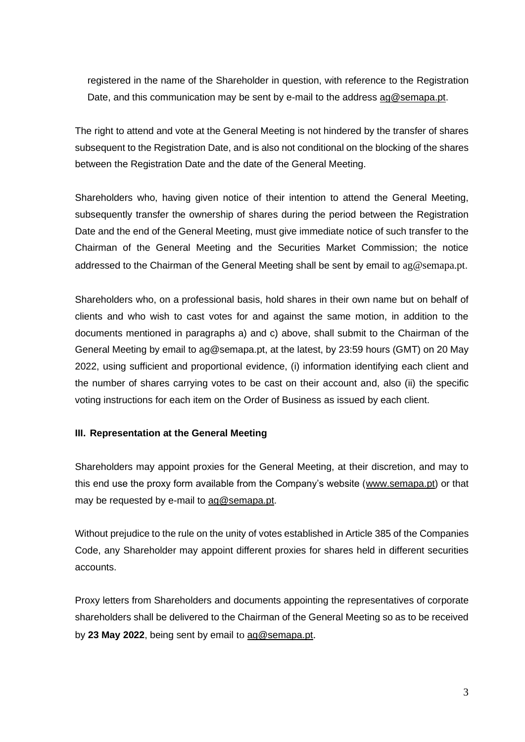registered in the name of the Shareholder in question, with reference to the Registration Date, and this communication may be sent by e-mail to the address ag@semapa.pt.

The right to attend and vote at the General Meeting is not hindered by the transfer of shares subsequent to the Registration Date, and is also not conditional on the blocking of the shares between the Registration Date and the date of the General Meeting.

Shareholders who, having given notice of their intention to attend the General Meeting, subsequently transfer the ownership of shares during the period between the Registration Date and the end of the General Meeting, must give immediate notice of such transfer to the Chairman of the General Meeting and the Securities Market Commission; the notice addressed to the Chairman of the General Meeting shall be sent by email to ag@semapa.pt.

Shareholders who, on a professional basis, hold shares in their own name but on behalf of clients and who wish to cast votes for and against the same motion, in addition to the documents mentioned in paragraphs a) and c) above, shall submit to the Chairman of the General Meeting by email to ag@semapa.pt, at the latest, by 23:59 hours (GMT) on 20 May 2022, using sufficient and proportional evidence, (i) information identifying each client and the number of shares carrying votes to be cast on their account and, also (ii) the specific voting instructions for each item on the Order of Business as issued by each client.

### III. Representation at the General Meeting

Shareholders may appoint proxies for the General Meeting, at their discretion, and may to this end use the proxy form available from the Company's website (www.semapa.pt) or that may be requested by e-mail to ag@semapa.pt.

Without prejudice to the rule on the unity of votes established in Article 385 of the Companies Code, any Shareholder may appoint different proxies for shares held in different securities accounts.

Proxy letters from Shareholders and documents appointing the representatives of corporate shareholders shall be delivered to the Chairman of the General Meeting so as to be received by **23 May 2022**, being sent by email to ag@semapa.pt.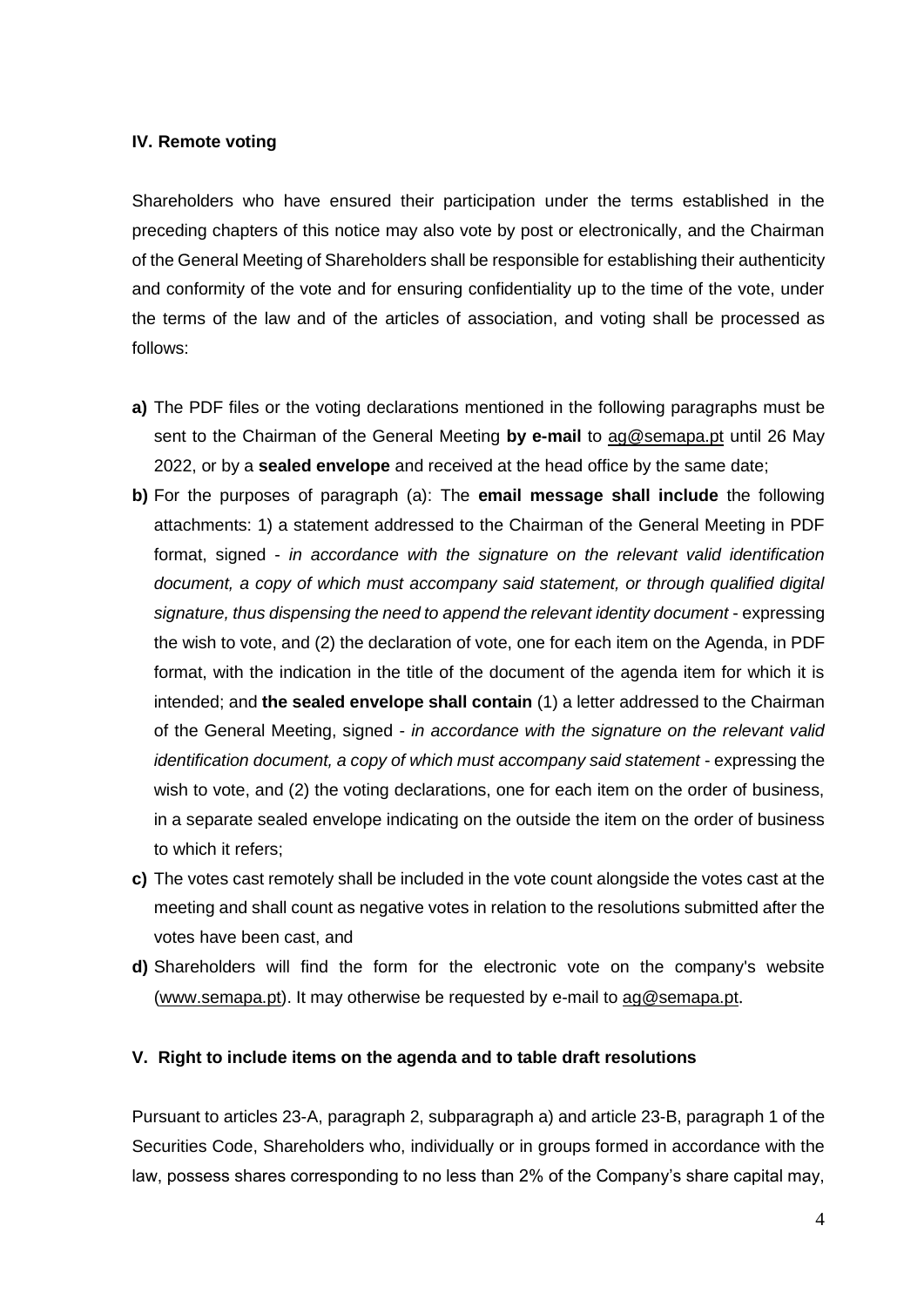### IV. Remote voting

Shareholders who have ensured their participation under the terms established in the preceding chapters of this notice may also vote by post or electronically, and the Chairman of the General Meeting of Shareholders shall be responsible for establishing their authenticity and conformity of the vote and for ensuring confidentiality up to the time of the vote, under the terms of the law and of the articles of association, and voting shall be processed as follows:

- **a)** The PDF files or the voting declarations mentioned in the following paragraphs must be sent to the Chairman of the General Meeting **by e-mail** to ag@semapa.pt until 26 May 2022, or by a **sealed envelope** and received at the head office by the same date;
- **b)** For the purposes of paragraph (a): The **email message shall include** the following attachments: 1) a statement addressed to the Chairman of the General Meeting in PDF format, signed - *in accordance with the signature on the relevant valid identification document, a copy of which must accompany said statement, or through qualified digital signature, thus dispensing the need to append the relevant identity document* - expressing the wish to vote, and (2) the declaration of vote, one for each item on the Agenda, in PDF format, with the indication in the title of the document of the agenda item for which it is intended; and **the sealed envelope shall contain** (1) a letter addressed to the Chairman of the General Meeting, signed - *in accordance with the signature on the relevant valid identification document, a copy of which must accompany said statement* - expressing the wish to vote, and (2) the voting declarations, one for each item on the order of business, in a separate sealed envelope indicating on the outside the item on the order of business to which it refers;
- **c)** The votes cast remotely shall be included in the vote count alongside the votes cast at the meeting and shall count as negative votes in relation to the resolutions submitted after the votes have been cast, and
- **d)** Shareholders will find the form for the electronic vote on the company's website (www.semapa.pt). It may otherwise be requested by e-mail to ag@semapa.pt.

### V. Right to include items on the agenda and to table draft resolutions

Pursuant to articles 23-A, paragraph 2, subparagraph a) and article 23-B, paragraph 1 of the Securities Code, Shareholders who, individually or in groups formed in accordance with the law, possess shares corresponding to no less than 2% of the Company's share capital may,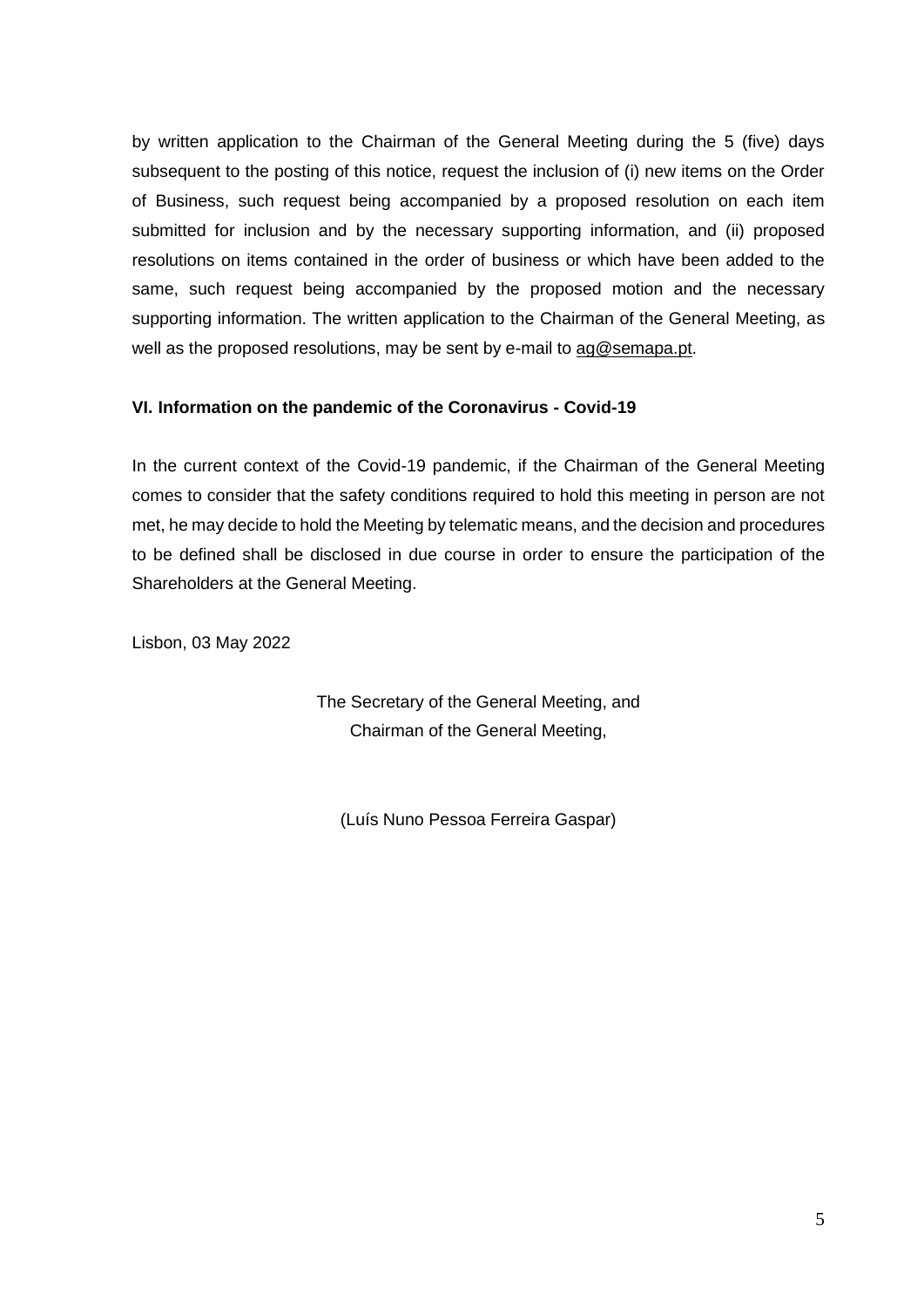by written application to the Chairman of the General Meeting during the 5 (five) days subsequent to the posting of this notice, request the inclusion of (i) new items on the Order of Business, such request being accompanied by a proposed resolution on each item submitted for inclusion and by the necessary supporting information, and (ii) proposed resolutions on items contained in the order of business or which have been added to the same, such request being accompanied by the proposed motion and the necessary supporting information. The written application to the Chairman of the General Meeting, as well as the proposed resolutions, may be sent by e-mail to ag@semapa.pt.

**VI. Information on the pandemic of the Coronavirus - Covid-19**

In the current context of the Covid-19 pandemic, if the Chairman of the General Meeting comes to consider that the safety conditions required to hold this meeting in person are not met, he may decide to hold the Meeting by telematic means, and the decision and procedures to be defined shall be disclosed in due course in order to ensure the participation of the Shareholders at the General Meeting.

Lisbon, 03 May 2022

The Secretary of the General Meeting, and
Chairman of the General Meeting,

(Luís Nuno Pessoa Ferreira Gaspar)